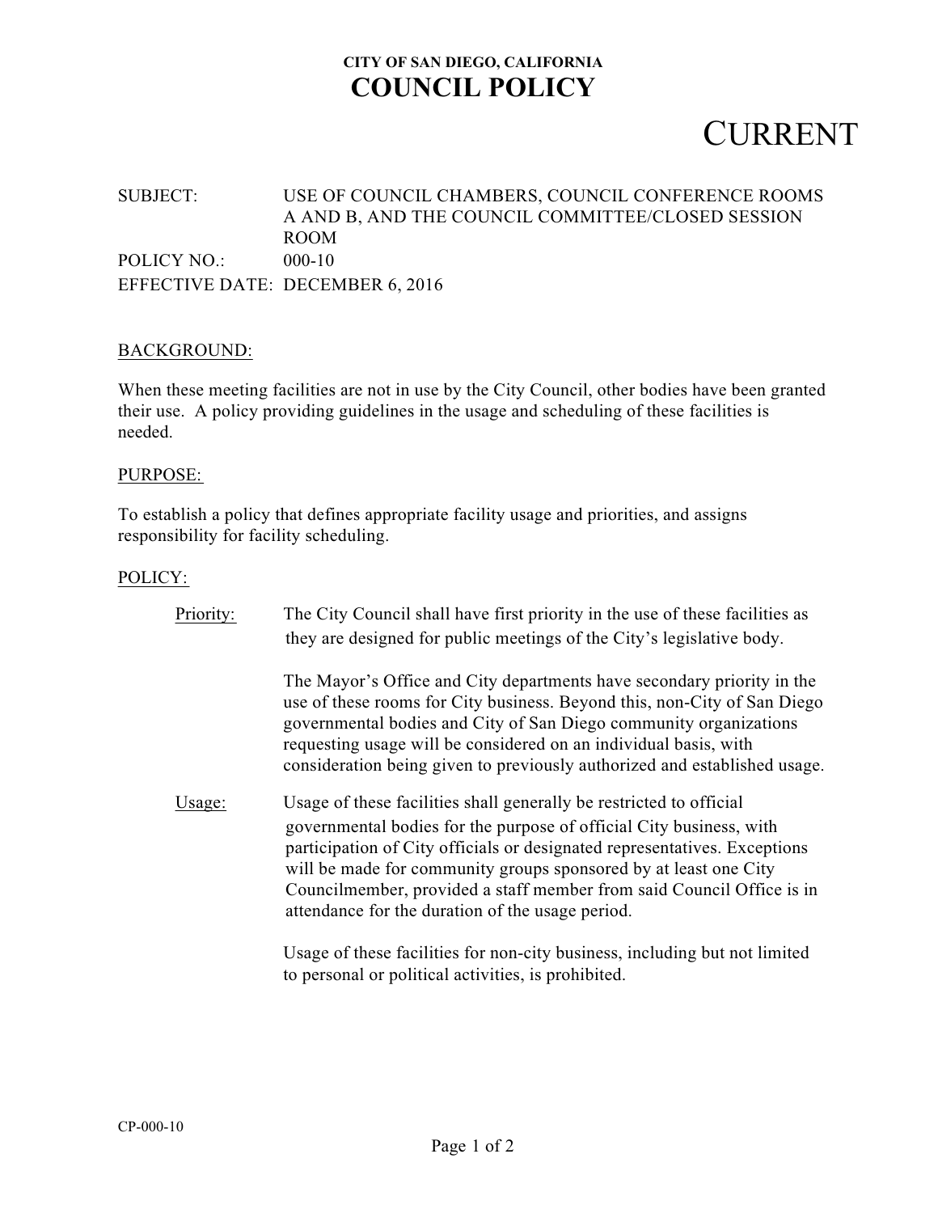**CITY OF SAN DIEGO, CALIFORNIA**

# COUNCIL POLICY

# CURRENT

SUBJECT: USE OF COUNCIL CHAMBERS, COUNCIL CONFERENCE ROOMS A AND B, AND THE COUNCIL COMMITTEE/CLOSED SESSION ROOM

POLICY NO.: 000-10

EFFECTIVE DATE: DECEMBER 6, 2016

## BACKGROUND:

When these meeting facilities are not in use by the City Council, other bodies have been granted their use. A policy providing guidelines in the usage and scheduling of these facilities is needed.

## PURPOSE:

To establish a policy that defines appropriate facility usage and priorities, and assigns responsibility for facility scheduling.

## POLICY:

Priority: The City Council shall have first priority in the use of these facilities as they are designed for public meetings of the City's legislative body.

The Mayor's Office and City departments have secondary priority in the use of these rooms for City business. Beyond this, non-City of San Diego governmental bodies and City of San Diego community organizations requesting usage will be considered on an individual basis, with consideration being given to previously authorized and established usage.

Usage: Usage of these facilities shall generally be restricted to official governmental bodies for the purpose of official City business, with participation of City officials or designated representatives. Exceptions will be made for community groups sponsored by at least one City Councilmember, provided a staff member from said Council Office is in attendance for the duration of the usage period.

Usage of these facilities for non-city business, including but not limited to personal or political activities, is prohibited.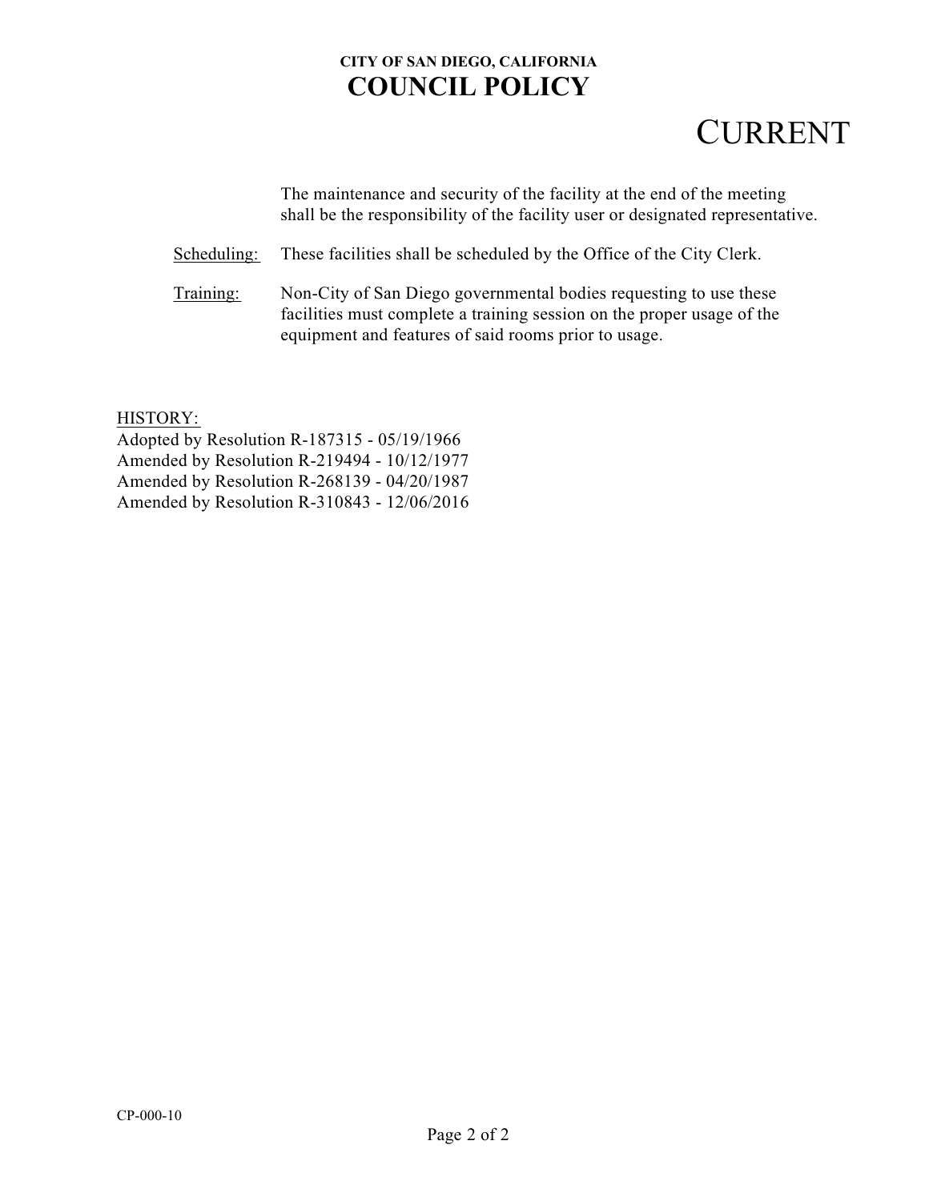The maintenance and security of the facility at the end of the meeting shall be the responsibility of the facility user or designated representative.

Scheduling: These facilities shall be scheduled by the Office of the City Clerk.

Training: Non-City of San Diego governmental bodies requesting to use these facilities must complete a training session on the proper usage of the equipment and features of said rooms prior to usage.

HISTORY:
Adopted by Resolution R-187315 - 05/19/1966
Amended by Resolution R-219494 - 10/12/1977
Amended by Resolution R-268139 - 04/20/1987
Amended by Resolution R-310843 - 12/06/2016